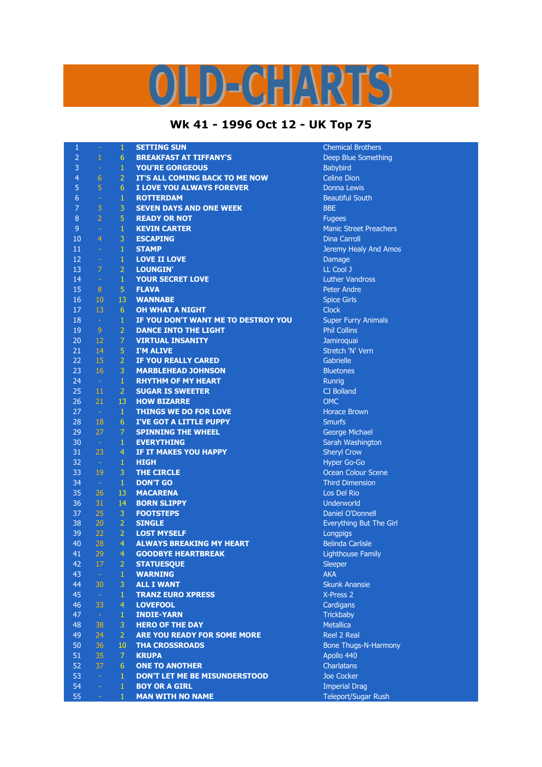# OLD-CHARTS

## Wk 41 - 1996 Oct 12 - UK Top 75

| | | | | |
|---|---|---|---|---|
| 1 | - | 1 | SETTING SUN | Chemical Brothers |
| 2 | 1 | 6 | BREAKFAST AT TIFFANY'S | Deep Blue Something |
| 3 | - | 1 | YOU'RE GORGEOUS | Babybird |
| 4 | 6 | 2 | IT'S ALL COMING BACK TO ME NOW | Celine Dion |
| 5 | 5 | 6 | I LOVE YOU ALWAYS FOREVER | Donna Lewis |
| 6 | - | 1 | ROTTERDAM | Beautiful South |
| 7 | 3 | 3 | SEVEN DAYS AND ONE WEEK | BBE |
| 8 | 2 | 5 | READY OR NOT | Fugees |
| 9 | - | 1 | KEVIN CARTER | Manic Street Preachers |
| 10 | 4 | 3 | ESCAPING | Dina Carroll |
| 11 | - | 1 | STAMP | Jeremy Healy And Amos |
| 12 | - | 1 | LOVE II LOVE | Damage |
| 13 | 7 | 2 | LOUNGIN' | LL Cool J |
| 14 | - | 1 | YOUR SECRET LOVE | Luther Vandross |
| 15 | 8 | 5 | FLAVA | Peter Andre |
| 16 | 10 | 13 | WANNABE | Spice Girls |
| 17 | 13 | 6 | OH WHAT A NIGHT | Clock |
| 18 | - | 1 | IF YOU DON'T WANT ME TO DESTROY YOU | Super Furry Animals |
| 19 | 9 | 2 | DANCE INTO THE LIGHT | Phil Collins |
| 20 | 12 | 7 | VIRTUAL INSANITY | Jamiroquai |
| 21 | 14 | 5 | I'M ALIVE | Stretch 'N' Vern |
| 22 | 15 | 2 | IF YOU REALLY CARED | Gabrielle |
| 23 | 16 | 3 | MARBLEHEAD JOHNSON | Bluetones |
| 24 | - | 1 | RHYTHM OF MY HEART | Runrig |
| 25 | 11 | 2 | SUGAR IS SWEETER | CJ Bolland |
| 26 | 21 | 13 | HOW BIZARRE | OMC |
| 27 | - | 1 | THINGS WE DO FOR LOVE | Horace Brown |
| 28 | 18 | 6 | I'VE GOT A LITTLE PUPPY | Smurfs |
| 29 | 27 | 7 | SPINNING THE WHEEL | George Michael |
| 30 | - | 1 | EVERYTHING | Sarah Washington |
| 31 | 23 | 4 | IF IT MAKES YOU HAPPY | Sheryl Crow |
| 32 | - | 1 | HIGH | Hyper Go-Go |
| 33 | 19 | 3 | THE CIRCLE | Ocean Colour Scene |
| 34 | - | 1 | DON'T GO | Third Dimension |
| 35 | 26 | 13 | MACARENA | Los Del Rio |
| 36 | 31 | 14 | BORN SLIPPY | Underworld |
| 37 | 25 | 3 | FOOTSTEPS | Daniel O'Donnell |
| 38 | 20 | 2 | SINGLE | Everything But The Girl |
| 39 | 22 | 2 | LOST MYSELF | Longpigs |
| 40 | 28 | 4 | ALWAYS BREAKING MY HEART | Belinda Carlisle |
| 41 | 29 | 4 | GOODBYE HEARTBREAK | Lighthouse Family |
| 42 | 17 | 2 | STATUESQUE | Sleeper |
| 43 | - | 1 | WARNING | AKA |
| 44 | 30 | 3 | ALL I WANT | Skunk Anansie |
| 45 | - | 1 | TRANZ EURO XPRESS | X-Press 2 |
| 46 | 33 | 4 | LOVEFOOL | Cardigans |
| 47 | - | 1 | INDIE-YARN | Trickbaby |
| 48 | 38 | 3 | HERO OF THE DAY | Metallica |
| 49 | 24 | 2 | ARE YOU READY FOR SOME MORE | Reel 2 Real |
| 50 | 36 | 10 | THA CROSSROADS | Bone Thugs-N-Harmony |
| 51 | 35 | 7 | KRUPA | Apollo 440 |
| 52 | 37 | 6 | ONE TO ANOTHER | Charlatans |
| 53 | - | 1 | DON'T LET ME BE MISUNDERSTOOD | Joe Cocker |
| 54 | - | 1 | BOY OR A GIRL | Imperial Drag |
| 55 | - | 1 | MAN WITH NO NAME | Teleport/Sugar Rush |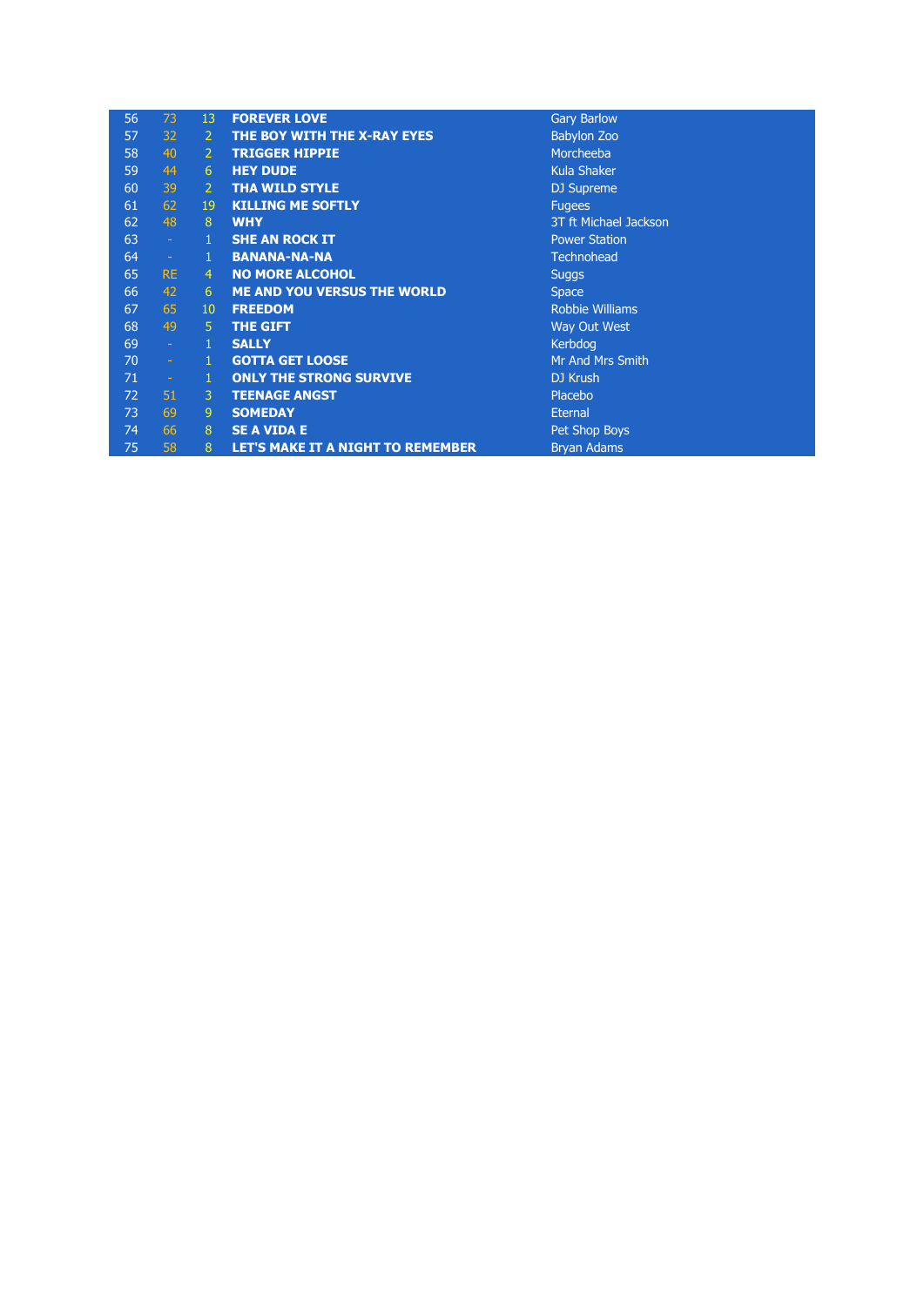| | | | | |
|---|---|---|---|---|
| 56 | 73 | 13 | **FOREVER LOVE** | Gary Barlow |
| 57 | 32 | 2 | **THE BOY WITH THE X-RAY EYES** | Babylon Zoo |
| 58 | 40 | 2 | **TRIGGER HIPPIE** | Morcheeba |
| 59 | 44 | 6 | **HEY DUDE** | Kula Shaker |
| 60 | 39 | 2 | **THA WILD STYLE** | DJ Supreme |
| 61 | 62 | 19 | **KILLING ME SOFTLY** | Fugees |
| 62 | 48 | 8 | **WHY** | 3T ft Michael Jackson |
| 63 | - | 1 | **SHE AN ROCK IT** | Power Station |
| 64 | - | 1 | **BANANA-NA-NA** | Technohead |
| 65 | RE | 4 | **NO MORE ALCOHOL** | Suggs |
| 66 | 42 | 6 | **ME AND YOU VERSUS THE WORLD** | Space |
| 67 | 65 | 10 | **FREEDOM** | Robbie Williams |
| 68 | 49 | 5 | **THE GIFT** | Way Out West |
| 69 | - | 1 | **SALLY** | Kerbdog |
| 70 | - | 1 | **GOTTA GET LOOSE** | Mr And Mrs Smith |
| 71 | - | 1 | **ONLY THE STRONG SURVIVE** | DJ Krush |
| 72 | 51 | 3 | **TEENAGE ANGST** | Placebo |
| 73 | 69 | 9 | **SOMEDAY** | Eternal |
| 74 | 66 | 8 | **SE A VIDA E** | Pet Shop Boys |
| 75 | 58 | 8 | **LET'S MAKE IT A NIGHT TO REMEMBER** | Bryan Adams |